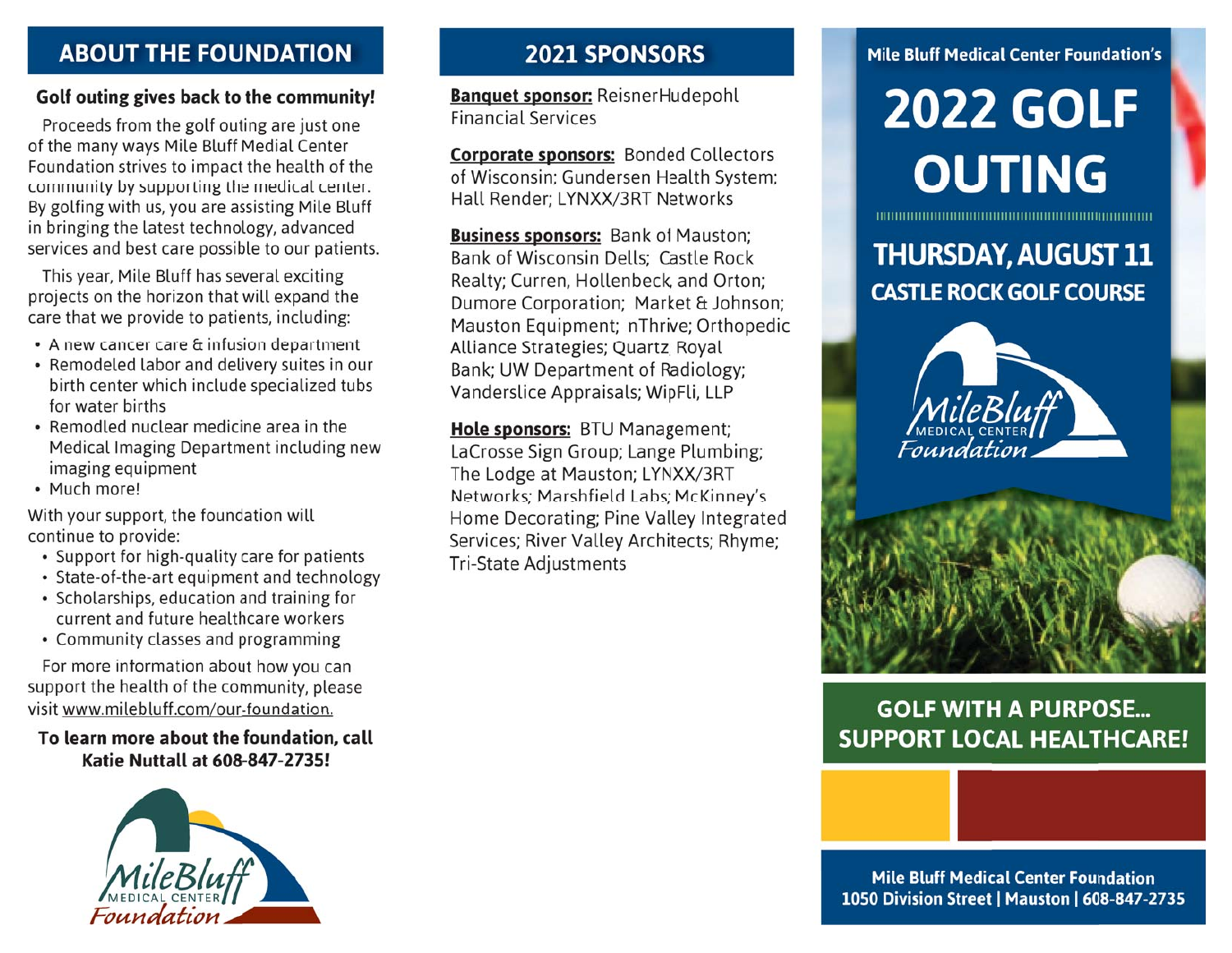## ABOUT THE FOUNDATION

**Golf outing gives back to the community!**

Proceeds from the golf outing are just one of the many ways Mile Bluff Medial Center Foundation strives to impact the health of the community by supporting the medical center. By golfing with us, you are assisting Mile Bluff in bringing the latest technology, advanced services and best care possible to our patients.

This year, Mile Bluff has several exciting projects on the horizon that will expand the care that we provide to patients, including:

- A new cancer care & infusion department
- Remodeled labor and delivery suites in our birth center which include specialized tubs for water births
- Remodled nuclear medicine area in the Medical Imaging Department including new imaging equipment
- Much more!

With your support, the founcation will continue to provide:

- Support for high-quality care for patients
- State-of-the-art equipment and technology
- Scholarships, education and training for current and future healthcare workers
- Community classes and programming

For more information about how you can support the health of the community, please visit www.milebluff.com/our-foundation.

**To learn more about the foundation, call Katie Nuttall at 608-847-2735!**

MileBluff Medical Center Foundation

## 2021 SPONSORS

**Banquet sponsor:** ReisnerHudepohl Financial Services

**Corporate sponsors:** Bonded Collectors of Wisconsin: Gundersen Health System: Hall Render; LYNXX/3RT Networks

**Business sponsors:** Bank of Mauston; Bank of Wisconsin Dells; Castle Rock Realty; Curren, Hollenbeck, and Orton; Dumore Corporation; Market & Johnson; Mauston Equipment; nThrive; Orthopedic Alliance Strategies; Quartz, Royal Bank; UW Department of Radiology; Vanderslice Appraisals; WipFli, LLP

**Hole sponsors:** BTU Management; LaCrosse Sign Group; Lange Plumbing; The Lodge at Mauston; LYNXX/3RT Networks; Marshfield Labs; McKinney's Home Decorating; Pine Valley Integrated Services; River Valley Architects; Rhyme; Tri-State Adjustments

Mile Bluff Medical Center Foundation's

# 2022 GOLF OUTING

## THURSDAY, AUGUST 11

### CASTLE ROCK GOLF COURSE

MileBluff Medical Center Foundation

**GOLF WITH A PURPOSE... SUPPORT LOCAL HEALTHCARE!**

Mile Bluff Medical Center Foundation
1050 Division Street | Mauston | 608-847-2735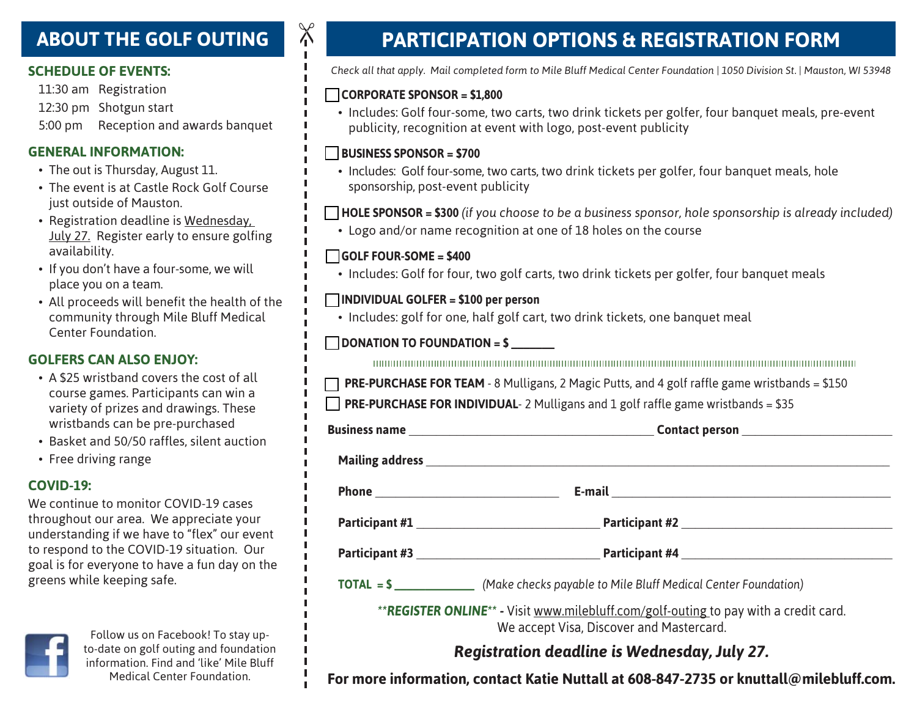## ABOUT THE GOLF OUTING

**SCHEDULE OF EVENTS:**

11:30 am Registration

12:30 pm Shotgun start

5:00 pm Reception and awards banquet

**GENERAL INFORMATION:**

- The out is Thursday, August 11.
- The event is at Castle Rock Golf Course just outside of Mauston.
- Registration deadline is Wednesday, July 27. Register early to ensure golfing availability.
- If you don't have a four-some, we will place you on a team.
- All proceeds will benefit the health of the community through Mile Bluff Medical Center Foundation.

**GOLFERS CAN ALSO ENJOY:**

- A $25 wristband covers the cost of all course games. Participants can win a variety of prizes and drawings. These wristbands can be pre-purchased
- Basket and 50/50 raffles, silent auction
- Free driving range

**COVID-19:**

We continue to monitor COVID-19 cases throughout our area. We appreciate your understanding if we have to "flex" our event to respond to the COVID-19 situation. Our goal is for everyone to have a fun day on the greens while keeping safe.

Follow us on Facebook! To stay up-to-date on golf outing and foundation information. Find and 'like' Mile Bluff Medical Center Foundation.

## PARTICIPATION OPTIONS & REGISTRATION FORM

*Check all that apply. Mail completed form to Mile Bluff Medical Center Foundation | 1050 Division St. | Mauston, WI 53948*

☐ **CORPORATE SPONSOR = $1,800**

- Includes: Golf four-some, two carts, two drink tickets per golfer, four banquet meals, pre-event publicity, recognition at event with logo, post-event publicity

☐ **BUSINESS SPONSOR = $700**

- Includes: Golf four-some, two carts, two drink tickets per golfer, four banquet meals, hole sponsorship, post-event publicity

☐ **HOLE SPONSOR = $300** *(if you choose to be a business sponsor, hole sponsorship is already included)*

- Logo and/or name recognition at one of 18 holes on the course

☐ **GOLF FOUR-SOME = $400**

- Includes: Golf for four, two golf carts, two drink tickets per golfer, four banquet meals

☐ **INDIVIDUAL GOLFER = $100 per person**

- Includes: golf for one, half golf cart, two drink tickets, one banquet meal

☐ **DONATION TO FOUNDATION = $ _______**

☐ **PRE-PURCHASE FOR TEAM** - 8 Mulligans, 2 Magic Putts, and 4 golf raffle game wristbands = $150

☐ **PRE-PURCHASE FOR INDIVIDUAL**- 2 Mulligans and 1 golf raffle game wristbands = $35

**Business name** ______________________ **Contact person** ______________________

**Mailing address** ______________________

**Phone** ______________________ **E-mail** ______________________

**Participant #1** ______________________ **Participant #2** ______________________

**Participant #3** ______________________ **Participant #4** ______________________

**TOTAL = $** ____________ *(Make checks payable to Mile Bluff Medical Center Foundation)*

***REGISTER ONLINE*** - Visit www.milebluff.com/golf-outing to pay with a credit card. We accept Visa, Discover and Mastercard.

***Registration deadline is Wednesday, July 27.***

**For more information, contact Katie Nuttall at 608-847-2735 or knuttall@milebluff.com.**